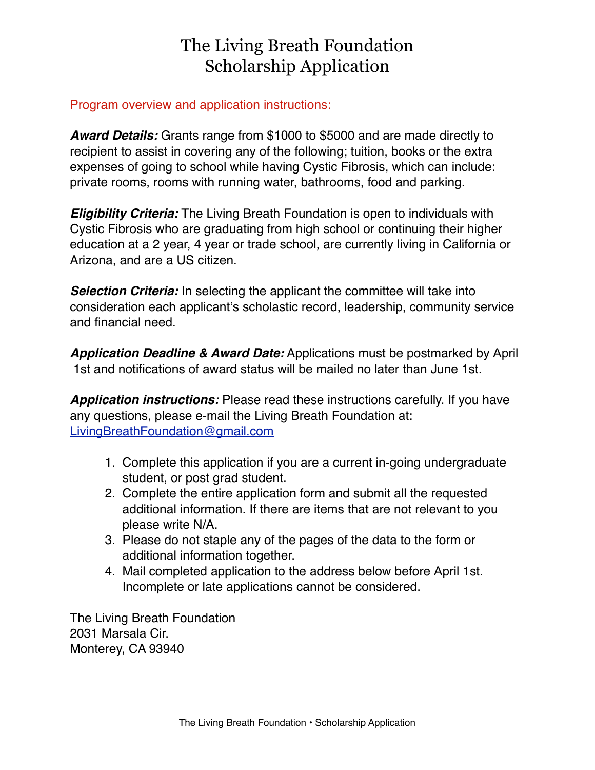# The Living Breath Foundation
# Scholarship Application

Program overview and application instructions:

***Award Details:*** Grants range from $1000 to $5000 and are made directly to recipient to assist in covering any of the following; tuition, books or the extra expenses of going to school while having Cystic Fibrosis, which can include: private rooms, rooms with running water, bathrooms, food and parking.

***Eligibility Criteria:*** The Living Breath Foundation is open to individuals with Cystic Fibrosis who are graduating from high school or continuing their higher education at a 2 year, 4 year or trade school, are currently living in California or Arizona, and are a US citizen.

***Selection Criteria:*** In selecting the applicant the committee will take into consideration each applicant's scholastic record, leadership, community service and financial need.

***Application Deadline & Award Date:*** Applications must be postmarked by April 1st and notifications of award status will be mailed no later than June 1st.

***Application instructions:*** Please read these instructions carefully. If you have any questions, please e-mail the Living Breath Foundation at: LivingBreathFoundation@gmail.com

1. Complete this application if you are a current in-going undergraduate student, or post grad student.
2. Complete the entire application form and submit all the requested additional information. If there are items that are not relevant to you please write N/A.
3. Please do not staple any of the pages of the data to the form or additional information together.
4. Mail completed application to the address below before April 1st. Incomplete or late applications cannot be considered.

The Living Breath Foundation
2031 Marsala Cir.
Monterey, CA 93940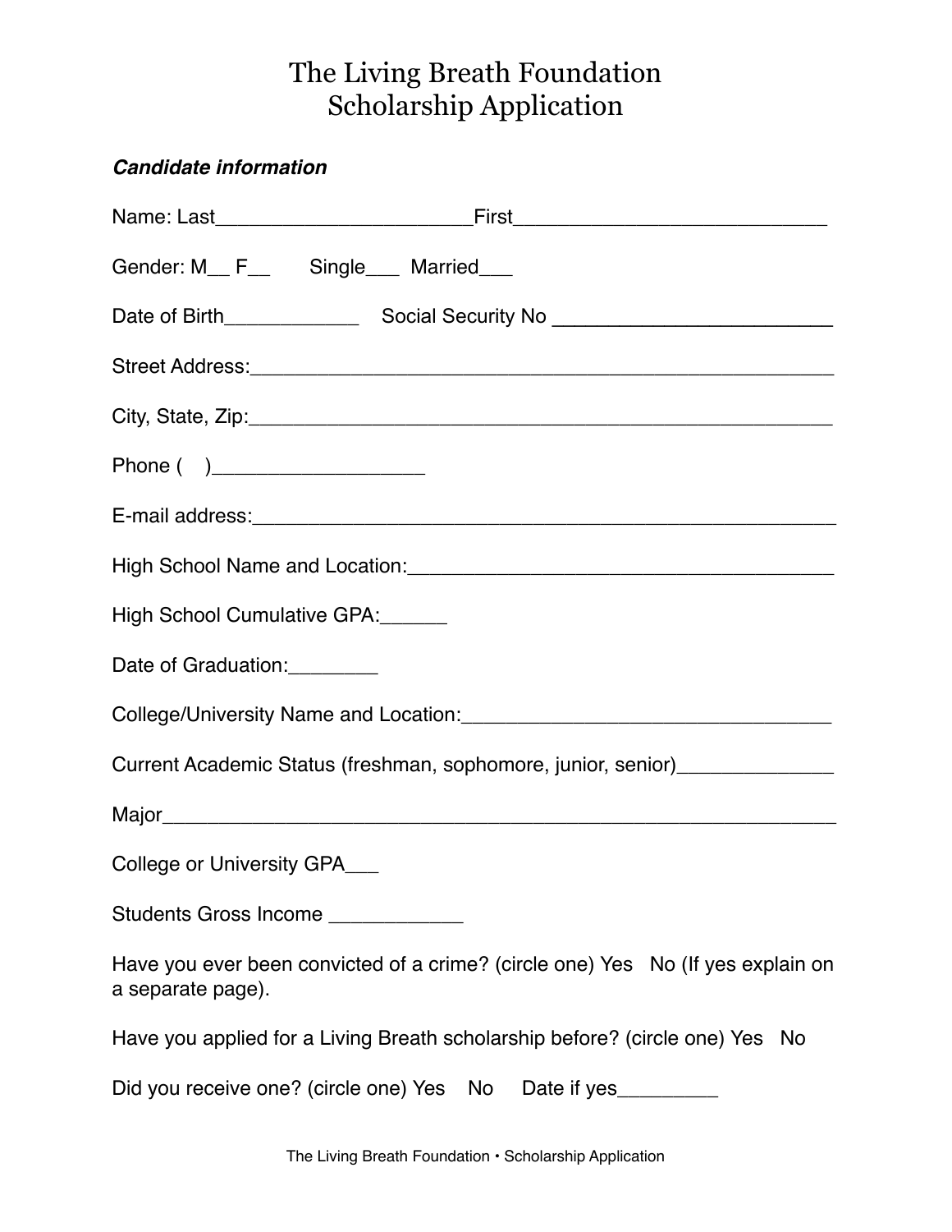# The Living Breath Foundation
# Scholarship Application

***Candidate information***

Name: Last______________________First___________________________

Gender: M__ F__     Single___  Married___

Date of Birth____________   Social Security No ________________________

Street Address:_____________________________________________________

City, State, Zip:_____________________________________________________

Phone (   )__________________

E-mail address:_____________________________________________________

High School Name and Location:_____________________________________

High School Cumulative GPA:______

Date of Graduation:________

College/University Name and Location:_________________________________

Current Academic Status (freshman, sophomore, junior, senior)_____________

Major_________________________________________________________

College or University GPA___

Students Gross Income ____________

Have you ever been convicted of a crime? (circle one) Yes   No (If yes explain on a separate page).

Have you applied for a Living Breath scholarship before? (circle one) Yes   No

Did you receive one? (circle one) Yes   No   Date if yes_________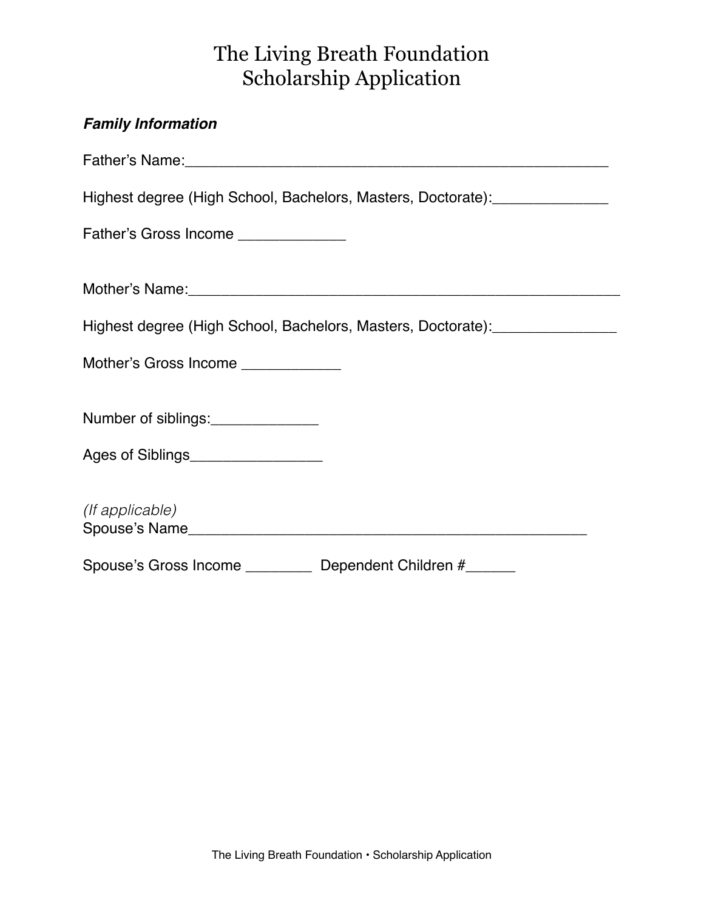# The Living Breath Foundation
# Scholarship Application

***Family Information***

Father's Name:_______________________________________________

Highest degree (High School, Bachelors, Masters, Doctorate):______________

Father's Gross Income _____________

Mother's Name:________________________________________________

Highest degree (High School, Bachelors, Masters, Doctorate):_______________

Mother's Gross Income ____________

Number of siblings:_____________

Ages of Siblings________________

*(If applicable)*
Spouse's Name_______________________________________________

Spouse's Gross Income ________ Dependent Children #______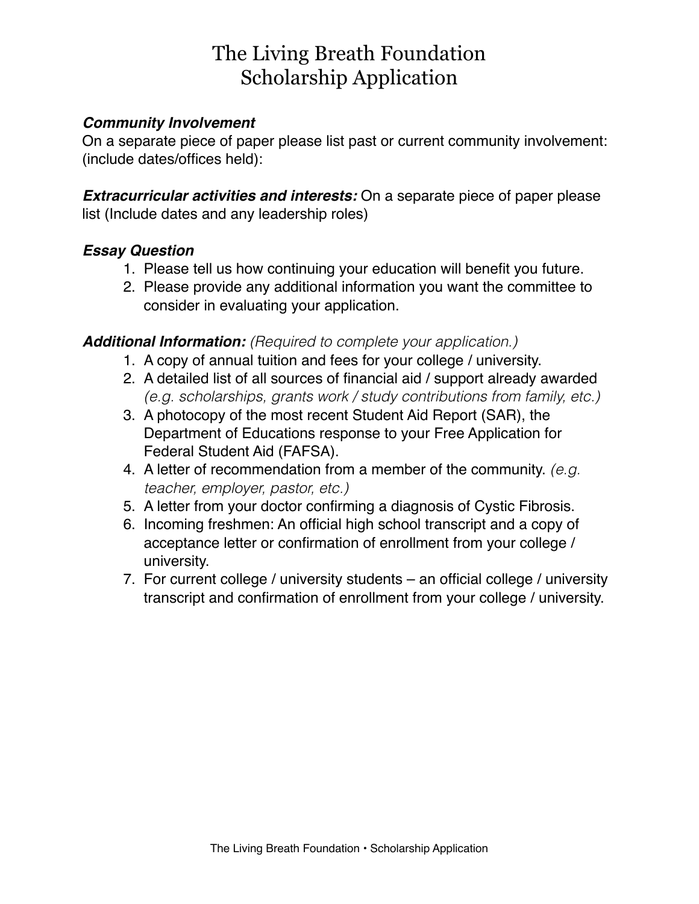# The Living Breath Foundation
# Scholarship Application

***Community Involvement***
On a separate piece of paper please list past or current community involvement: (include dates/offices held):

***Extracurricular activities and interests:*** On a separate piece of paper please list (Include dates and any leadership roles)

***Essay Question***

1. Please tell us how continuing your education will benefit you future.
2. Please provide any additional information you want the committee to consider in evaluating your application.

***Additional Information:*** *(Required to complete your application.)*

1. A copy of annual tuition and fees for your college / university.
2. A detailed list of all sources of financial aid / support already awarded *(e.g. scholarships, grants work / study contributions from family, etc.)*
3. A photocopy of the most recent Student Aid Report (SAR), the Department of Educations response to your Free Application for Federal Student Aid (FAFSA).
4. A letter of recommendation from a member of the community. *(e.g. teacher, employer, pastor, etc.)*
5. A letter from your doctor confirming a diagnosis of Cystic Fibrosis.
6. Incoming freshmen: An official high school transcript and a copy of acceptance letter or confirmation of enrollment from your college / university.
7. For current college / university students – an official college / university transcript and confirmation of enrollment from your college / university.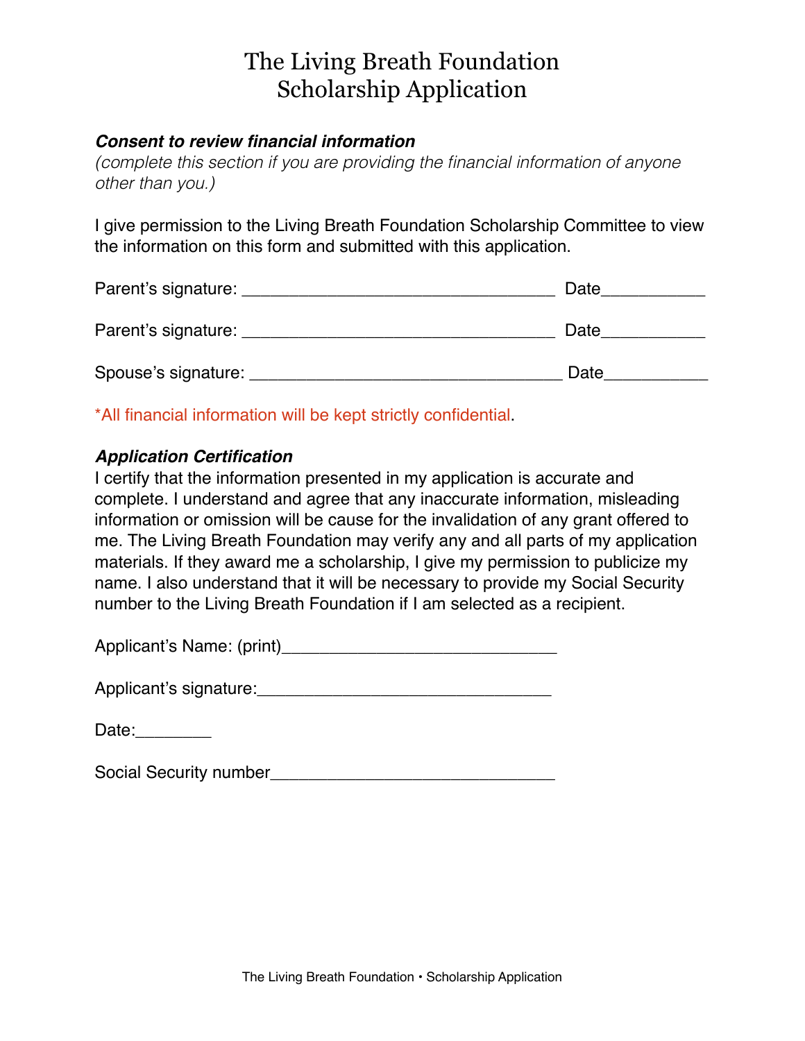# The Living Breath Foundation
# Scholarship Application

***Consent to review financial information***

*(complete this section if you are providing the financial information of anyone other than you.)*

I give permission to the Living Breath Foundation Scholarship Committee to view the information on this form and submitted with this application.

Parent's signature: ________________________________ Date___________

Parent's signature: ________________________________ Date___________

Spouse's signature: ________________________________ Date___________

*All financial information will be kept strictly confidential.

***Application Certification***

I certify that the information presented in my application is accurate and complete. I understand and agree that any inaccurate information, misleading information or omission will be cause for the invalidation of any grant offered to me. The Living Breath Foundation may verify any and all parts of my application materials. If they award me a scholarship, I give my permission to publicize my name. I also understand that it will be necessary to provide my Social Security number to the Living Breath Foundation if I am selected as a recipient.

Applicant's Name: (print)_____________________________

Applicant's signature:_______________________________

Date:________

Social Security number______________________________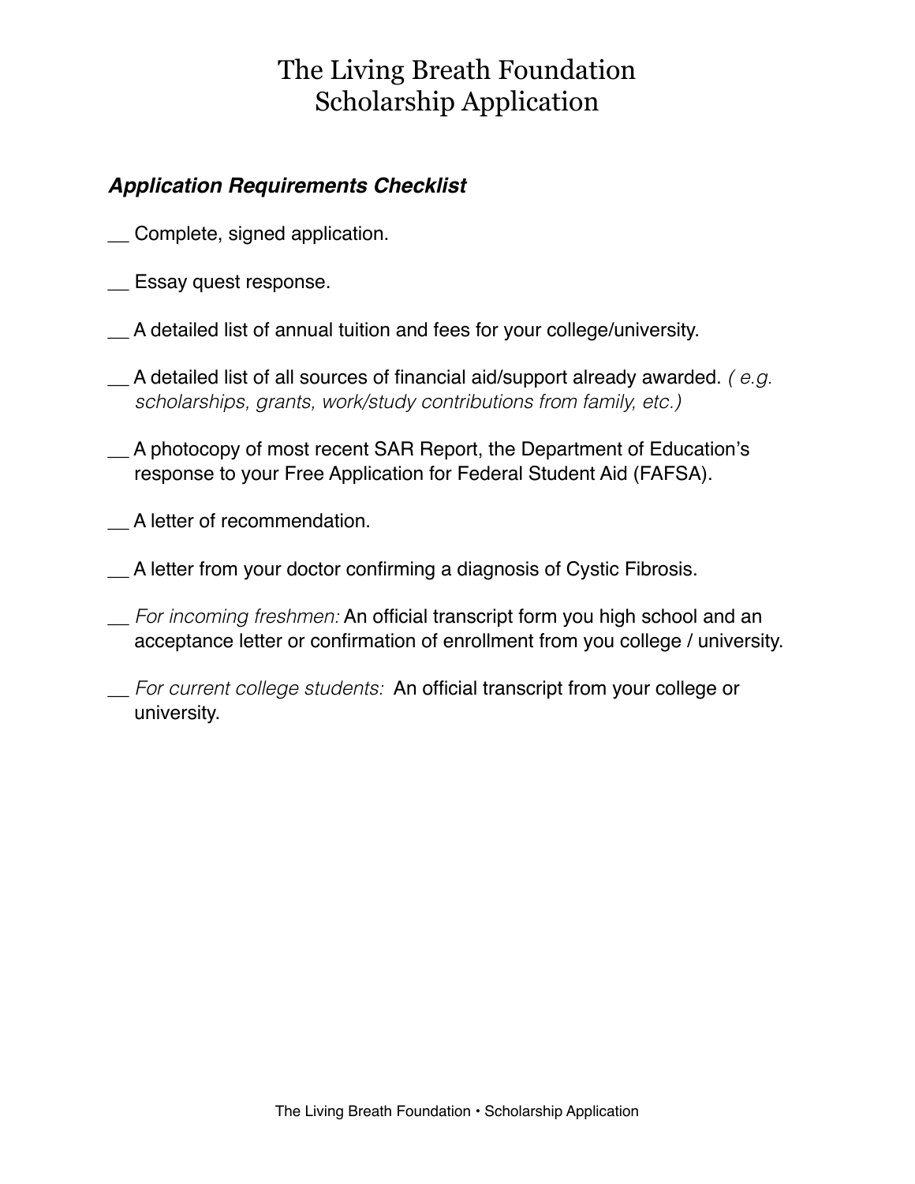# The Living Breath Foundation
# Scholarship Application

***Application Requirements Checklist***

__ Complete, signed application.

__ Essay quest response.

__ A detailed list of annual tuition and fees for your college/university.

__ A detailed list of all sources of financial aid/support already awarded. *( e.g. scholarships, grants, work/study contributions from family, etc.)*

__ A photocopy of most recent SAR Report, the Department of Education's response to your Free Application for Federal Student Aid (FAFSA).

__ A letter of recommendation.

__ A letter from your doctor confirming a diagnosis of Cystic Fibrosis.

__ *For incoming freshmen:* An official transcript form you high school and an acceptance letter or confirmation of enrollment from you college / university.

__ *For current college students:* An official transcript from your college or university.